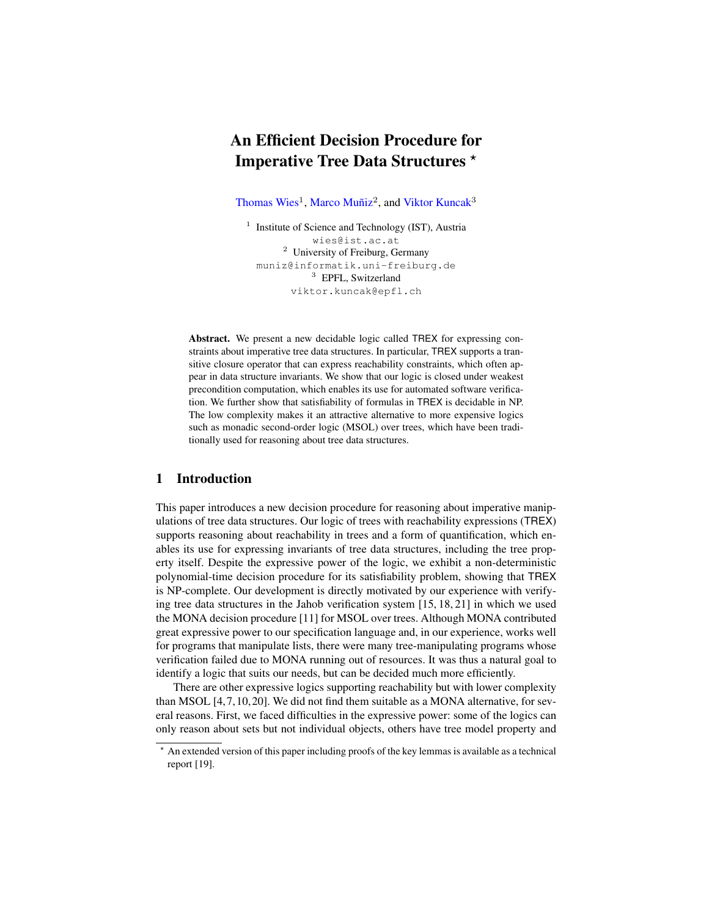# An Efficient Decision Procedure for Imperative Tree Data Structures ⋆

Thomas Wies[1], Marco Muñiz[2], and Viktor Kuncak[3]

[1] Institute of Science and Technology (IST), Austria
wies@ist.ac.at
[2] University of Freiburg, Germany
muniz@informatik.uni-freiburg.de
[3] EPFL, Switzerland
viktor.kuncak@epfl.ch

**Abstract.** We present a new decidable logic called TREX for expressing constraints about imperative tree data structures. In particular, TREX supports a transitive closure operator that can express reachability constraints, which often appear in data structure invariants. We show that our logic is closed under weakest precondition computation, which enables its use for automated software verification. We further show that satisfiability of formulas in TREX is decidable in NP. The low complexity makes it an attractive alternative to more expensive logics such as monadic second-order logic (MSOL) over trees, which have been traditionally used for reasoning about tree data structures.

## 1 Introduction

This paper introduces a new decision procedure for reasoning about imperative manipulations of tree data structures. Our logic of trees with reachability expressions (TREX) supports reasoning about reachability in trees and a form of quantification, which enables its use for expressing invariants of tree data structures, including the tree property itself. Despite the expressive power of the logic, we exhibit a non-deterministic polynomial-time decision procedure for its satisfiability problem, showing that TREX is NP-complete. Our development is directly motivated by our experience with verifying tree data structures in the Jahob verification system [15, 18, 21] in which we used the MONA decision procedure [11] for MSOL over trees. Although MONA contributed great expressive power to our specification language and, in our experience, works well for programs that manipulate lists, there were many tree-manipulating programs whose verification failed due to MONA running out of resources. It was thus a natural goal to identify a logic that suits our needs, but can be decided much more efficiently.

There are other expressive logics supporting reachability but with lower complexity than MSOL [4, 7, 10, 20]. We did not find them suitable as a MONA alternative, for several reasons. First, we faced difficulties in the expressive power: some of the logics can only reason about sets but not individual objects, others have tree model property and

⋆ An extended version of this paper including proofs of the key lemmas is available as a technical report [19].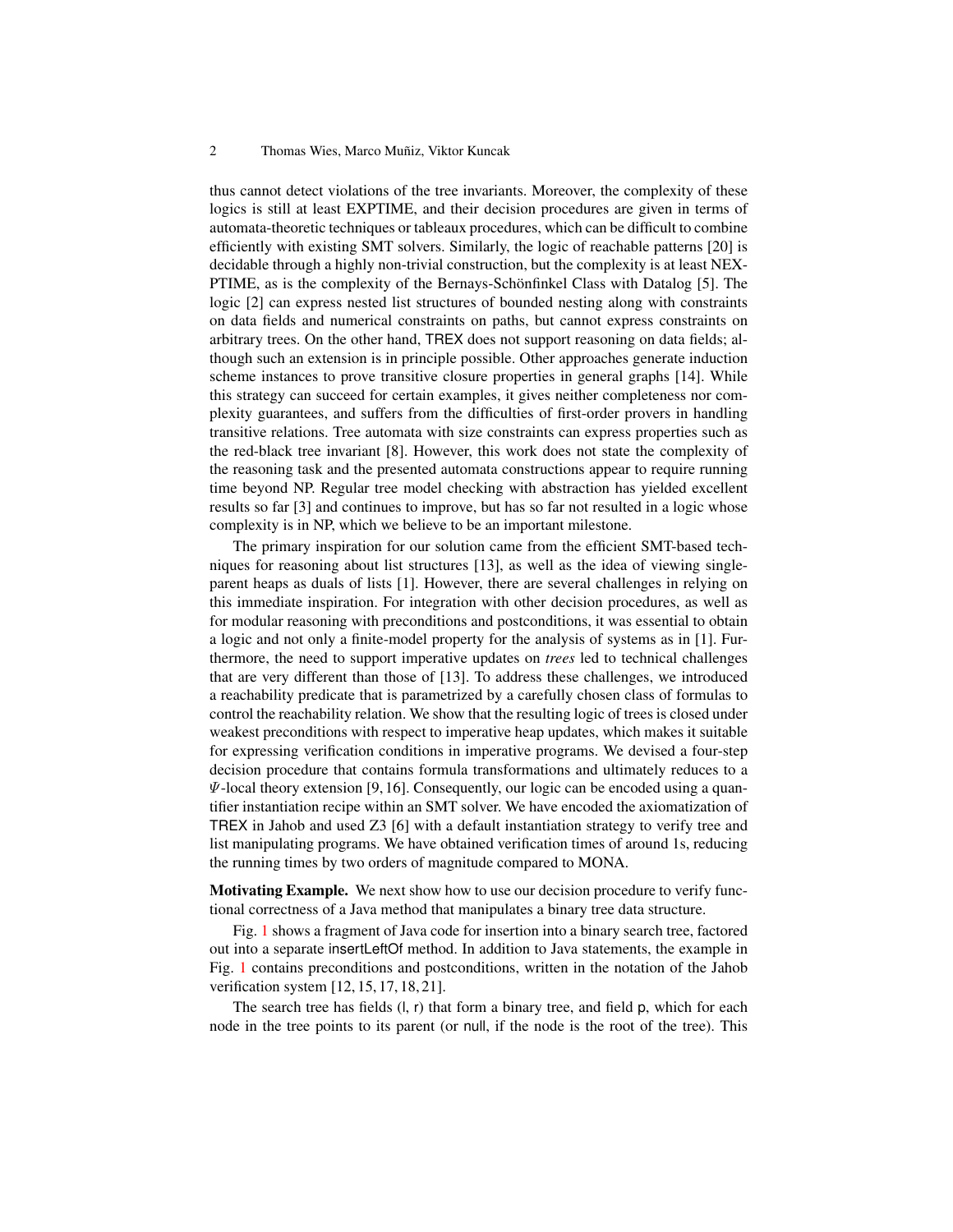thus cannot detect violations of the tree invariants. Moreover, the complexity of these logics is still at least EXPTIME, and their decision procedures are given in terms of automata-theoretic techniques or tableaux procedures, which can be difficult to combine efficiently with existing SMT solvers. Similarly, the logic of reachable patterns [20] is decidable through a highly non-trivial construction, but the complexity is at least NEXPTIME, as is the complexity of the Bernays-Schönfinkel Class with Datalog [5]. The logic [2] can express nested list structures of bounded nesting along with constraints on data fields and numerical constraints on paths, but cannot express constraints on arbitrary trees. On the other hand, TREX does not support reasoning on data fields; although such an extension is in principle possible. Other approaches generate induction scheme instances to prove transitive closure properties in general graphs [14]. While this strategy can succeed for certain examples, it gives neither completeness nor complexity guarantees, and suffers from the difficulties of first-order provers in handling transitive relations. Tree automata with size constraints can express properties such as the red-black tree invariant [8]. However, this work does not state the complexity of the reasoning task and the presented automata constructions appear to require running time beyond NP. Regular tree model checking with abstraction has yielded excellent results so far [3] and continues to improve, but has so far not resulted in a logic whose complexity is in NP, which we believe to be an important milestone.

The primary inspiration for our solution came from the efficient SMT-based techniques for reasoning about list structures [13], as well as the idea of viewing single-parent heaps as duals of lists [1]. However, there are several challenges in relying on this immediate inspiration. For integration with other decision procedures, as well as for modular reasoning with preconditions and postconditions, it was essential to obtain a logic and not only a finite-model property for the analysis of systems as in [1]. Furthermore, the need to support imperative updates on *trees* led to technical challenges that are very different than those of [13]. To address these challenges, we introduced a reachability predicate that is parametrized by a carefully chosen class of formulas to control the reachability relation. We show that the resulting logic of trees is closed under weakest preconditions with respect to imperative heap updates, which makes it suitable for expressing verification conditions in imperative programs. We devised a four-step decision procedure that contains formula transformations and ultimately reduces to a $\Psi$-local theory extension [9, 16]. Consequently, our logic can be encoded using a quantifier instantiation recipe within an SMT solver. We have encoded the axiomatization of TREX in Jahob and used Z3 [6] with a default instantiation strategy to verify tree and list manipulating programs. We have obtained verification times of around 1s, reducing the running times by two orders of magnitude compared to MONA.

**Motivating Example.** We next show how to use our decision procedure to verify functional correctness of a Java method that manipulates a binary tree data structure.

Fig. 1 shows a fragment of Java code for insertion into a binary search tree, factored out into a separate insertLeftOf method. In addition to Java statements, the example in Fig. 1 contains preconditions and postconditions, written in the notation of the Jahob verification system [12, 15, 17, 18, 21].

The search tree has fields (l, r) that form a binary tree, and field p, which for each node in the tree points to its parent (or null, if the node is the root of the tree). This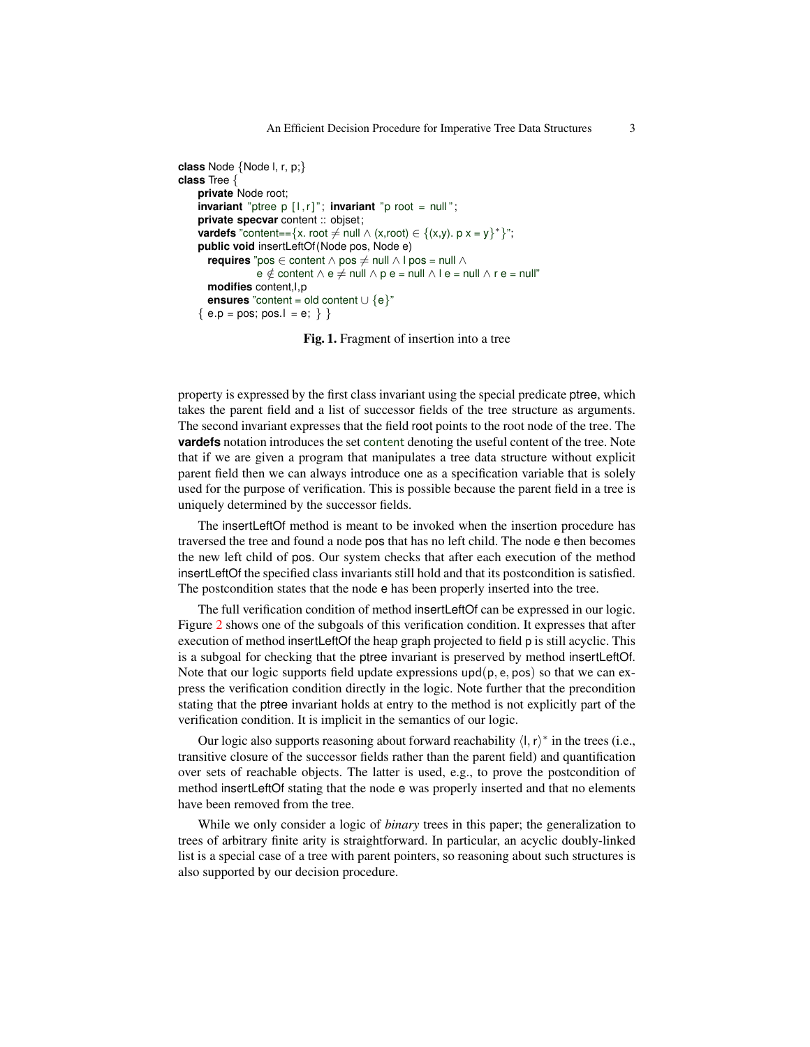```
class Node {Node l, r, p;}
class Tree {
    private Node root;
    invariant "ptree p [l,r]"; invariant "p root = null";
    private specvar content :: objset;
    vardefs "content=={x. root ≠ null ∧ (x,root) ∈ {(x,y). p x = y}* }";
    public void insertLeftOf(Node pos, Node e)
      requires "pos ∈ content ∧ pos ≠ null ∧ l pos = null ∧
                e ∉ content ∧ e ≠ null ∧ p e = null ∧ l e = null ∧ r e = null"
      modifies content,l,p
      ensures "content = old content ∪ {e}"
    { e.p = pos; pos.l = e; } }
```

**Fig. 1.** Fragment of insertion into a tree

property is expressed by the first class invariant using the special predicate ptree, which takes the parent field and a list of successor fields of the tree structure as arguments. The second invariant expresses that the field root points to the root node of the tree. The **vardefs** notation introduces the set content denoting the useful content of the tree. Note that if we are given a program that manipulates a tree data structure without explicit parent field then we can always introduce one as a specification variable that is solely used for the purpose of verification. This is possible because the parent field in a tree is uniquely determined by the successor fields.

The insertLeftOf method is meant to be invoked when the insertion procedure has traversed the tree and found a node pos that has no left child. The node e then becomes the new left child of pos. Our system checks that after each execution of the method insertLeftOf the specified class invariants still hold and that its postcondition is satisfied. The postcondition states that the node e has been properly inserted into the tree.

The full verification condition of method insertLeftOf can be expressed in our logic. Figure 2 shows one of the subgoals of this verification condition. It expresses that after execution of method insertLeftOf the heap graph projected to field p is still acyclic. This is a subgoal for checking that the ptree invariant is preserved by method insertLeftOf. Note that our logic supports field update expressions $\mathsf{upd}(\mathsf{p}, \mathsf{e}, \mathsf{pos})$ so that we can express the verification condition directly in the logic. Note further that the precondition stating that the ptree invariant holds at entry to the method is not explicitly part of the verification condition. It is implicit in the semantics of our logic.

Our logic also supports reasoning about forward reachability $\langle \mathsf{l}, \mathsf{r} \rangle^*$ in the trees (i.e., transitive closure of the successor fields rather than the parent field) and quantification over sets of reachable objects. The latter is used, e.g., to prove the postcondition of method insertLeftOf stating that the node e was properly inserted and that no elements have been removed from the tree.

While we only consider a logic of *binary* trees in this paper; the generalization to trees of arbitrary finite arity is straightforward. In particular, an acyclic doubly-linked list is a special case of a tree with parent pointers, so reasoning about such structures is also supported by our decision procedure.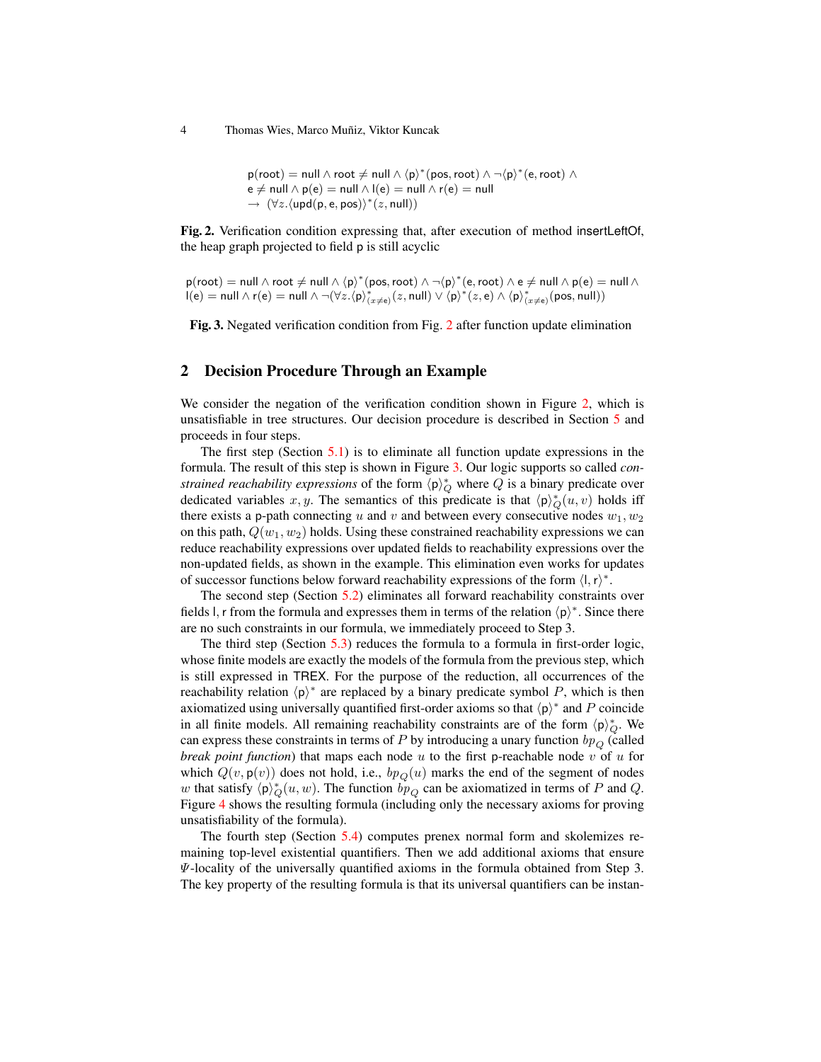$$\begin{array}{l} \mathsf{p}(\mathsf{root}) = \mathsf{null} \wedge \mathsf{root} \neq \mathsf{null} \wedge \langle \mathsf{p} \rangle^*(\mathsf{pos}, \mathsf{root}) \wedge \neg \langle \mathsf{p} \rangle^*(\mathsf{e}, \mathsf{root}) \wedge \\ \mathsf{e} \neq \mathsf{null} \wedge \mathsf{p}(\mathsf{e}) = \mathsf{null} \wedge \mathsf{l}(\mathsf{e}) = \mathsf{null} \wedge \mathsf{r}(\mathsf{e}) = \mathsf{null} \\ \rightarrow \ (\forall z. \langle \mathsf{upd}(\mathsf{p}, \mathsf{e}, \mathsf{pos}) \rangle^*(z, \mathsf{null})) \end{array}$$

**Fig. 2.** Verification condition expressing that, after execution of method insertLeftOf, the heap graph projected to field p is still acyclic

$$\begin{array}{l} \mathsf{p}(\mathsf{root}) = \mathsf{null} \wedge \mathsf{root} \neq \mathsf{null} \wedge \langle \mathsf{p} \rangle^*(\mathsf{pos}, \mathsf{root}) \wedge \neg \langle \mathsf{p} \rangle^*(\mathsf{e}, \mathsf{root}) \wedge \mathsf{e} \neq \mathsf{null} \wedge \mathsf{p}(\mathsf{e}) = \mathsf{null} \wedge \\ \mathsf{l}(\mathsf{e}) = \mathsf{null} \wedge \mathsf{r}(\mathsf{e}) = \mathsf{null} \wedge \neg (\forall z. \langle \mathsf{p} \rangle^*_{(x \neq \mathsf{e})}(z, \mathsf{null}) \vee \langle \mathsf{p} \rangle^*(z, \mathsf{e}) \wedge \langle \mathsf{p} \rangle^*_{(x \neq \mathsf{e})}(\mathsf{pos}, \mathsf{null})) \end{array}$$

**Fig. 3.** Negated verification condition from Fig. 2 after function update elimination

## 2 Decision Procedure Through an Example

We consider the negation of the verification condition shown in Figure 2, which is unsatisfiable in tree structures. Our decision procedure is described in Section 5 and proceeds in four steps.

The first step (Section 5.1) is to eliminate all function update expressions in the formula. The result of this step is shown in Figure 3. Our logic supports so called *constrained reachability expressions* of the form $\langle \mathsf{p} \rangle^*_Q$ where $Q$ is a binary predicate over dedicated variables $x, y$. The semantics of this predicate is that $\langle \mathsf{p} \rangle^*_Q(u, v)$ holds iff there exists a p-path connecting $u$ and $v$ and between every consecutive nodes $w_1, w_2$ on this path, $Q(w_1, w_2)$ holds. Using these constrained reachability expressions we can reduce reachability expressions over updated fields to reachability expressions over the non-updated fields, as shown in the example. This elimination even works for updates of successor functions below forward reachability expressions of the form $\langle \mathsf{l}, \mathsf{r} \rangle^*$.

The second step (Section 5.2) eliminates all forward reachability constraints over fields l, r from the formula and expresses them in terms of the relation $\langle \mathsf{p} \rangle^*$. Since there are no such constraints in our formula, we immediately proceed to Step 3.

The third step (Section 5.3) reduces the formula to a formula in first-order logic, whose finite models are exactly the models of the formula from the previous step, which is still expressed in TREX. For the purpose of the reduction, all occurrences of the reachability relation $\langle \mathsf{p} \rangle^*$ are replaced by a binary predicate symbol $P$, which is then axiomatized using universally quantified first-order axioms so that $\langle \mathsf{p} \rangle^*$ and $P$ coincide in all finite models. All remaining reachability constraints are of the form $\langle \mathsf{p} \rangle^*_Q$. We can express these constraints in terms of $P$ by introducing a unary function $bp_Q$ (called *break point function*) that maps each node $u$ to the first p-reachable node $v$ of $u$ for which $Q(v, \mathsf{p}(v))$ does not hold, i.e., $bp_Q(u)$ marks the end of the segment of nodes $w$ that satisfy $\langle \mathsf{p} \rangle^*_Q(u, w)$. The function $bp_Q$ can be axiomatized in terms of $P$ and $Q$. Figure 4 shows the resulting formula (including only the necessary axioms for proving unsatisfiability of the formula).

The fourth step (Section 5.4) computes prenex normal form and skolemizes remaining top-level existential quantifiers. Then we add additional axioms that ensure $\Psi$-locality of the universally quantified axioms in the formula obtained from Step 3. The key property of the resulting formula is that its universal quantifiers can be instan-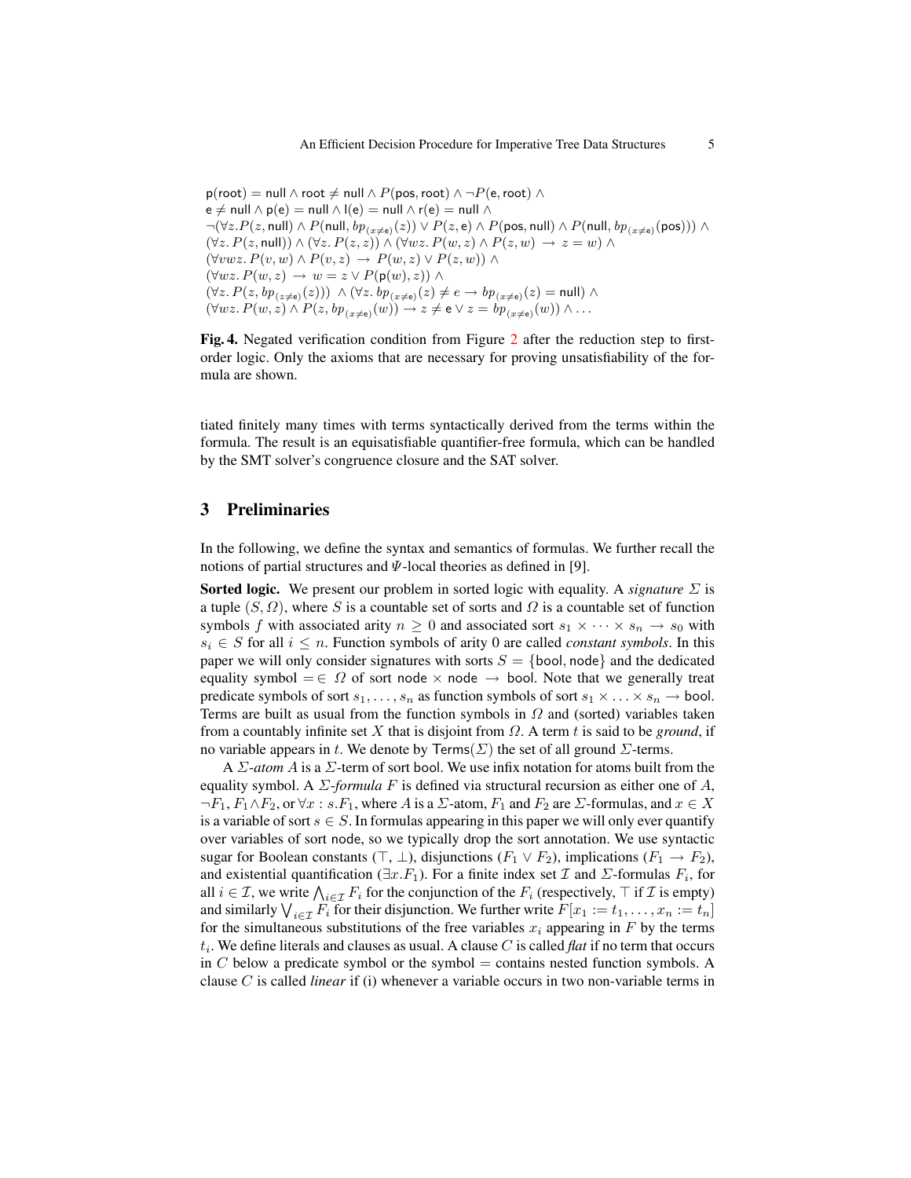$$
\begin{aligned}
&\mathsf{p}(\mathsf{root}) = \mathsf{null} \wedge \mathsf{root} \neq \mathsf{null} \wedge P(\mathsf{pos}, \mathsf{root}) \wedge \neg P(\mathsf{e}, \mathsf{root}) \wedge \\
&\mathsf{e} \neq \mathsf{null} \wedge \mathsf{p}(\mathsf{e}) = \mathsf{null} \wedge \mathsf{l}(\mathsf{e}) = \mathsf{null} \wedge \mathsf{r}(\mathsf{e}) = \mathsf{null} \wedge \\
&\neg(\forall z. P(z, \mathsf{null}) \wedge P(\mathsf{null}, bp_{(x \neq \mathsf{e})}(z)) \vee P(z, \mathsf{e}) \wedge P(\mathsf{pos}, \mathsf{null}) \wedge P(\mathsf{null}, bp_{(x \neq \mathsf{e})}(\mathsf{pos}))) \wedge \\
&(\forall z. P(z, \mathsf{null})) \wedge (\forall z. P(z, z)) \wedge (\forall wz. P(w, z) \wedge P(z, w) \rightarrow z = w) \wedge \\
&(\forall vwz. P(v, w) \wedge P(v, z) \rightarrow P(w, z) \vee P(z, w)) \wedge \\
&(\forall wz. P(w, z) \rightarrow w = z \vee P(\mathsf{p}(w), z)) \wedge \\
&(\forall z. P(z, bp_{(z \neq \mathsf{e})}(z))) \wedge (\forall z. bp_{(x \neq \mathsf{e})}(z) \neq e \rightarrow bp_{(x \neq \mathsf{e})}(z) = \mathsf{null}) \wedge \\
&(\forall wz. P(w, z) \wedge P(z, bp_{(x \neq \mathsf{e})}(w)) \rightarrow z \neq \mathsf{e} \vee z = bp_{(x \neq \mathsf{e})}(w)) \wedge \ldots
\end{aligned}
$$

**Fig. 4.** Negated verification condition from Figure 2 after the reduction step to first-order logic. Only the axioms that are necessary for proving unsatisfiability of the formula are shown.

tiated finitely many times with terms syntactically derived from the terms within the formula. The result is an equisatisfiable quantifier-free formula, which can be handled by the SMT solver's congruence closure and the SAT solver.

## 3 Preliminaries

In the following, we define the syntax and semantics of formulas. We further recall the notions of partial structures and $\Psi$-local theories as defined in [9].

**Sorted logic.** We present our problem in sorted logic with equality. A *signature* $\Sigma$ is a tuple $(S, \Omega)$, where $S$ is a countable set of sorts and $\Omega$ is a countable set of function symbols $f$ with associated arity $n \geq 0$ and associated sort $s_1 \times \cdots \times s_n \to s_0$ with $s_i \in S$ for all $i \leq n$. Function symbols of arity 0 are called *constant symbols*. In this paper we will only consider signatures with sorts $S = \{\mathsf{bool}, \mathsf{node}\}$ and the dedicated equality symbol $= \in \Omega$ of sort $\mathsf{node} \times \mathsf{node} \to \mathsf{bool}$. Note that we generally treat predicate symbols of sort $s_1, \ldots, s_n$ as function symbols of sort $s_1 \times \ldots \times s_n \to \mathsf{bool}$. Terms are built as usual from the function symbols in $\Omega$ and (sorted) variables taken from a countably infinite set $X$ that is disjoint from $\Omega$. A term $t$ is said to be *ground*, if no variable appears in $t$. We denote by $\mathsf{Terms}(\Sigma)$ the set of all ground $\Sigma$-terms.

A $\Sigma$*-atom* $A$ is a $\Sigma$-term of sort bool. We use infix notation for atoms built from the equality symbol. A $\Sigma$*-formula* $F$ is defined via structural recursion as either one of $A$, $\neg F_1$, $F_1 \wedge F_2$, or $\forall x : s.F_1$, where $A$ is a $\Sigma$-atom, $F_1$ and $F_2$ are $\Sigma$-formulas, and $x \in X$ is a variable of sort $s \in S$. In formulas appearing in this paper we will only ever quantify over variables of sort node, so we typically drop the sort annotation. We use syntactic sugar for Boolean constants ($\top$, $\bot$), disjunctions ($F_1 \vee F_2$), implications ($F_1 \to F_2$), and existential quantification ($\exists x.F_1$). For a finite index set $\mathcal{I}$ and $\Sigma$-formulas $F_i$, for all $i \in \mathcal{I}$, we write $\bigwedge_{i \in \mathcal{I}} F_i$ for the conjunction of the $F_i$ (respectively, $\top$ if $\mathcal{I}$ is empty) and similarly $\bigvee_{i \in \mathcal{I}} F_i$ for their disjunction. We further write $F[x_1 := t_1, \ldots, x_n := t_n]$ for the simultaneous substitutions of the free variables $x_i$ appearing in $F$ by the terms $t_i$. We define literals and clauses as usual. A clause $C$ is called *flat* if no term that occurs in $C$ below a predicate symbol or the symbol $=$ contains nested function symbols. A clause $C$ is called *linear* if (i) whenever a variable occurs in two non-variable terms in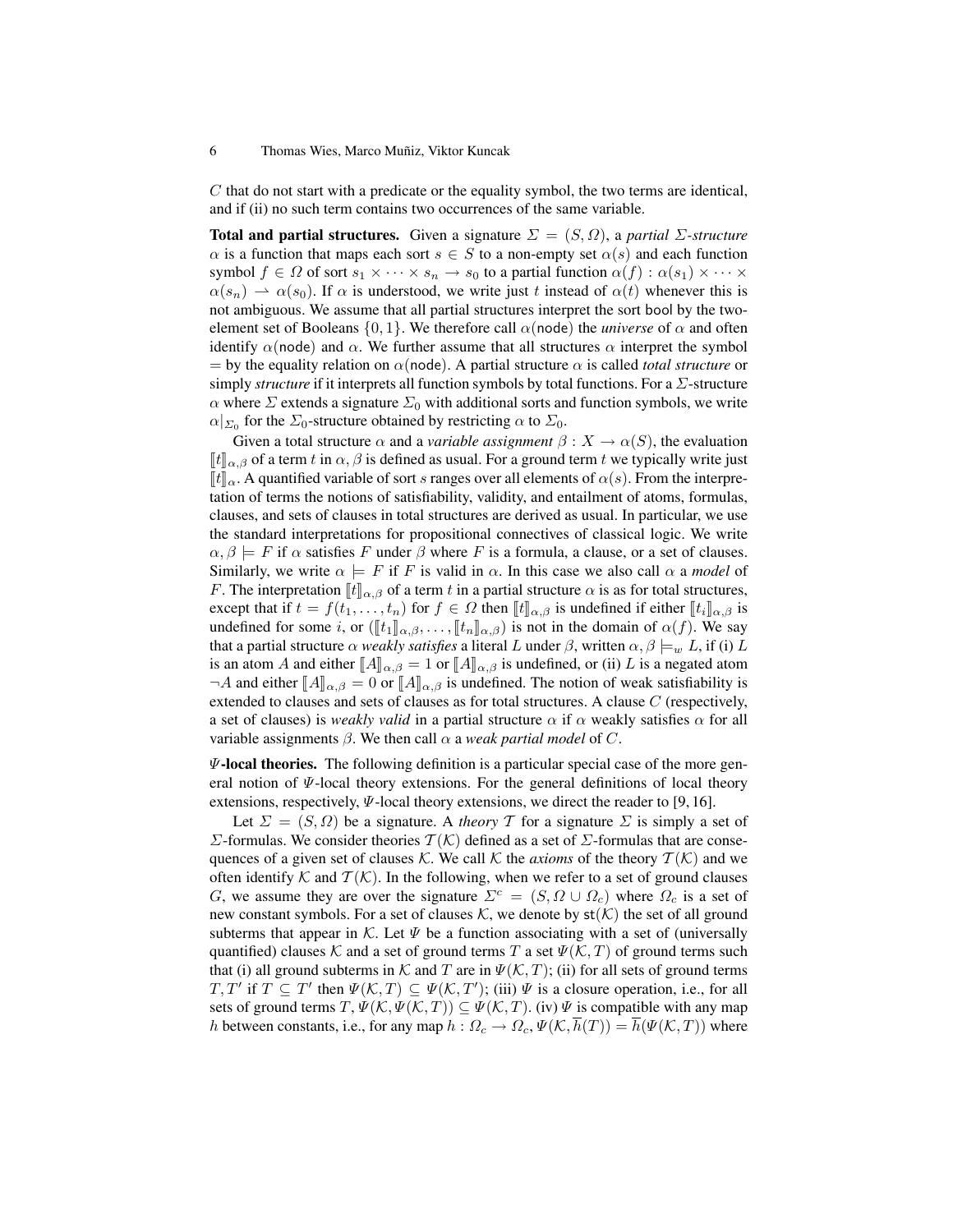$C$ that do not start with a predicate or the equality symbol, the two terms are identical, and if (ii) no such term contains two occurrences of the same variable.

**Total and partial structures.** Given a signature $\Sigma = (S, \Omega)$, a *partial $\Sigma$-structure* $\alpha$ is a function that maps each sort $s \in S$ to a non-empty set $\alpha(s)$ and each function symbol $f \in \Omega$ of sort $s_1 \times \cdots \times s_n \to s_0$ to a partial function $\alpha(f) : \alpha(s_1) \times \cdots \times \alpha(s_n) \rightharpoonup \alpha(s_0)$. If $\alpha$ is understood, we write just $t$ instead of $\alpha(t)$ whenever this is not ambiguous. We assume that all partial structures interpret the sort $\mathsf{bool}$ by the two-element set of Booleans $\{0, 1\}$. We therefore call $\alpha(\mathsf{node})$ the *universe* of $\alpha$ and often identify $\alpha(\mathsf{node})$ and $\alpha$. We further assume that all structures $\alpha$ interpret the symbol $=$ by the equality relation on $\alpha(\mathsf{node})$. A partial structure $\alpha$ is called *total structure* or simply *structure* if it interprets all function symbols by total functions. For a $\Sigma$-structure $\alpha$ where $\Sigma$ extends a signature $\Sigma_0$ with additional sorts and function symbols, we write $\alpha|_{\Sigma_0}$ for the $\Sigma_0$-structure obtained by restricting $\alpha$ to $\Sigma_0$.

Given a total structure $\alpha$ and a *variable assignment* $\beta : X \to \alpha(S)$, the evaluation $[\![t]\!]_{\alpha,\beta}$ of a term $t$ in $\alpha, \beta$ is defined as usual. For a ground term $t$ we typically write just $[\![t]\!]_{\alpha}$. A quantified variable of sort $s$ ranges over all elements of $\alpha(s)$. From the interpretation of terms the notions of satisfiability, validity, and entailment of atoms, formulas, clauses, and sets of clauses in total structures are derived as usual. In particular, we use the standard interpretations for propositional connectives of classical logic. We write $\alpha, \beta \models F$ if $\alpha$ satisfies $F$ under $\beta$ where $F$ is a formula, a clause, or a set of clauses. Similarly, we write $\alpha \models F$ if $F$ is valid in $\alpha$. In this case we also call $\alpha$ a *model* of $F$. The interpretation $[\![t]\!]_{\alpha,\beta}$ of a term $t$ in a partial structure $\alpha$ is as for total structures, except that if $t = f(t_1, \ldots, t_n)$ for $f \in \Omega$ then $[\![t]\!]_{\alpha,\beta}$ is undefined if either $[\![t_i]\!]_{\alpha,\beta}$ is undefined for some $i$, or $([\![t_1]\!]_{\alpha,\beta}, \ldots, [\![t_n]\!]_{\alpha,\beta})$ is not in the domain of $\alpha(f)$. We say that a partial structure $\alpha$ *weakly satisfies* a literal $L$ under $\beta$, written $\alpha, \beta \models_w L$, if (i) $L$ is an atom $A$ and either $[\![A]\!]_{\alpha,\beta} = 1$ or $[\![A]\!]_{\alpha,\beta}$ is undefined, or (ii) $L$ is a negated atom $\neg A$ and either $[\![A]\!]_{\alpha,\beta} = 0$ or $[\![A]\!]_{\alpha,\beta}$ is undefined. The notion of weak satisfiability is extended to clauses and sets of clauses as for total structures. A clause $C$ (respectively, a set of clauses) is *weakly valid* in a partial structure $\alpha$ if $\alpha$ weakly satisfies $\alpha$ for all variable assignments $\beta$. We then call $\alpha$ a *weak partial model* of $C$.

**$\Psi$-local theories.** The following definition is a particular special case of the more general notion of $\Psi$-local theory extensions. For the general definitions of local theory extensions, respectively, $\Psi$-local theory extensions, we direct the reader to [9, 16].

Let $\Sigma = (S, \Omega)$ be a signature. A *theory* $\mathcal{T}$ for a signature $\Sigma$ is simply a set of $\Sigma$-formulas. We consider theories $\mathcal{T}(\mathcal{K})$ defined as a set of $\Sigma$-formulas that are consequences of a given set of clauses $\mathcal{K}$. We call $\mathcal{K}$ the *axioms* of the theory $\mathcal{T}(\mathcal{K})$ and we often identify $\mathcal{K}$ and $\mathcal{T}(\mathcal{K})$. In the following, when we refer to a set of ground clauses $G$, we assume they are over the signature $\Sigma^c = (S, \Omega \cup \Omega_c)$ where $\Omega_c$ is a set of new constant symbols. For a set of clauses $\mathcal{K}$, we denote by $\mathsf{st}(\mathcal{K})$ the set of all ground subterms that appear in $\mathcal{K}$. Let $\Psi$ be a function associating with a set of (universally quantified) clauses $\mathcal{K}$ and a set of ground terms $T$ a set $\Psi(\mathcal{K}, T)$ of ground terms such that (i) all ground subterms in $\mathcal{K}$ and $T$ are in $\Psi(\mathcal{K}, T)$; (ii) for all sets of ground terms $T, T'$ if $T \subseteq T'$ then $\Psi(\mathcal{K}, T) \subseteq \Psi(\mathcal{K}, T')$; (iii) $\Psi$ is a closure operation, i.e., for all sets of ground terms $T$, $\Psi(\mathcal{K}, \Psi(\mathcal{K}, T)) \subseteq \Psi(\mathcal{K}, T)$. (iv) $\Psi$ is compatible with any map $h$ between constants, i.e., for any map $h : \Omega_c \to \Omega_c$, $\Psi(\mathcal{K}, \overline{h}(T)) = \overline{h}(\Psi(\mathcal{K}, T))$ where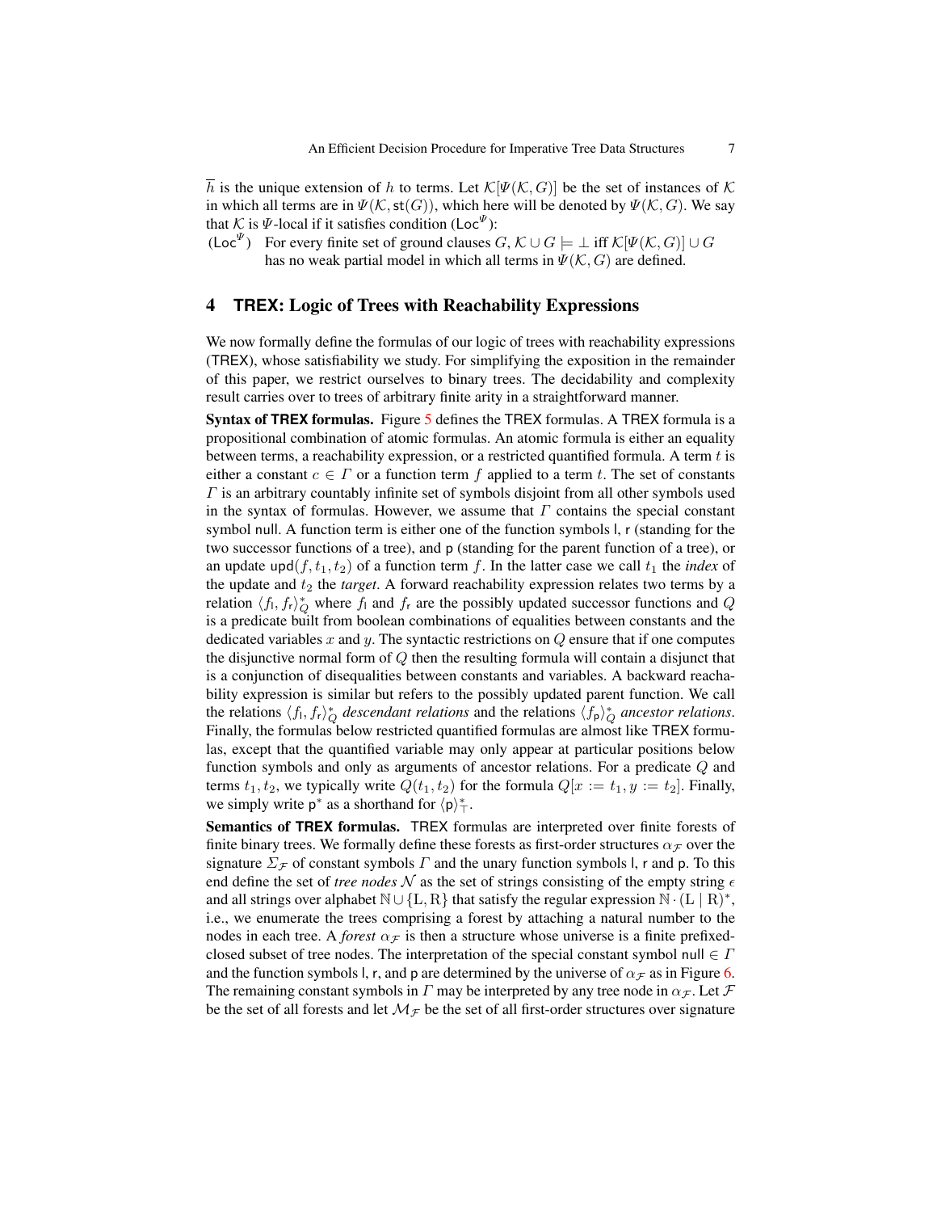$\overline{h}$ is the unique extension of $h$ to terms. Let $\mathcal{K}[\Psi(\mathcal{K}, G)]$ be the set of instances of $\mathcal{K}$ in which all terms are in $\Psi(\mathcal{K}, \mathsf{st}(G))$, which here will be denoted by $\Psi(\mathcal{K}, G)$. We say that $\mathcal{K}$ is $\Psi$-local if it satisfies condition ($\mathsf{Loc}^{\Psi}$):

($\mathsf{Loc}^{\Psi}$) For every finite set of ground clauses $G$, $\mathcal{K} \cup G \models \bot$ iff $\mathcal{K}[\Psi(\mathcal{K}, G)] \cup G$ has no weak partial model in which all terms in $\Psi(\mathcal{K}, G)$ are defined.

## 4 TREX: Logic of Trees with Reachability Expressions

We now formally define the formulas of our logic of trees with reachability expressions (TREX), whose satisfiability we study. For simplifying the exposition in the remainder of this paper, we restrict ourselves to binary trees. The decidability and complexity result carries over to trees of arbitrary finite arity in a straightforward manner.

**Syntax of TREX formulas.** Figure 5 defines the TREX formulas. A TREX formula is a propositional combination of atomic formulas. An atomic formula is either an equality between terms, a reachability expression, or a restricted quantified formula. A term $t$ is either a constant $c \in \Gamma$ or a function term $f$ applied to a term $t$. The set of constants $\Gamma$ is an arbitrary countably infinite set of symbols disjoint from all other symbols used in the syntax of formulas. However, we assume that $\Gamma$ contains the special constant symbol null. A function term is either one of the function symbols l, r (standing for the two successor functions of a tree), and p (standing for the parent function of a tree), or an update $\mathsf{upd}(f, t_1, t_2)$ of a function term $f$. In the latter case we call $t_1$ the *index* of the update and $t_2$ the *target*. A forward reachability expression relates two terms by a relation $\langle f_{\mathsf{l}}, f_{\mathsf{r}} \rangle_Q^*$ where $f_{\mathsf{l}}$ and $f_{\mathsf{r}}$ are the possibly updated successor functions and $Q$ is a predicate built from boolean combinations of equalities between constants and the dedicated variables $x$ and $y$. The syntactic restrictions on $Q$ ensure that if one computes the disjunctive normal form of $Q$ then the resulting formula will contain a disjunct that is a conjunction of disequalities between constants and variables. A backward reachability expression is similar but refers to the possibly updated parent function. We call the relations $\langle f_{\mathsf{l}}, f_{\mathsf{r}} \rangle_Q^*$ *descendant relations* and the relations $\langle f_{\mathsf{p}} \rangle_Q^*$ *ancestor relations*. Finally, the formulas below restricted quantified formulas are almost like TREX formulas, except that the quantified variable may only appear at particular positions below function symbols and only as arguments of ancestor relations. For a predicate $Q$ and terms $t_1, t_2$, we typically write $Q(t_1, t_2)$ for the formula $Q[x := t_1, y := t_2]$. Finally, we simply write $\mathsf{p}^*$ as a shorthand for $\langle \mathsf{p} \rangle_{\top}^*$.

**Semantics of TREX formulas.** TREX formulas are interpreted over finite forests of finite binary trees. We formally define these forests as first-order structures $\alpha_{\mathcal{F}}$ over the signature $\Sigma_{\mathcal{F}}$ of constant symbols $\Gamma$ and the unary function symbols l, r and p. To this end define the set of *tree nodes* $\mathcal{N}$ as the set of strings consisting of the empty string $\epsilon$ and all strings over alphabet $\mathbb{N} \cup \{\mathrm{L}, \mathrm{R}\}$ that satisfy the regular expression $\mathbb{N} \cdot (\mathrm{L} \mid \mathrm{R})^*$, i.e., we enumerate the trees comprising a forest by attaching a natural number to the nodes in each tree. A *forest* $\alpha_{\mathcal{F}}$ is then a structure whose universe is a finite prefixed-closed subset of tree nodes. The interpretation of the special constant symbol null $\in \Gamma$ and the function symbols l, r, and p are determined by the universe of $\alpha_{\mathcal{F}}$ as in Figure 6. The remaining constant symbols in $\Gamma$ may be interpreted by any tree node in $\alpha_{\mathcal{F}}$. Let $\mathcal{F}$ be the set of all forests and let $\mathcal{M}_{\mathcal{F}}$ be the set of all first-order structures over signature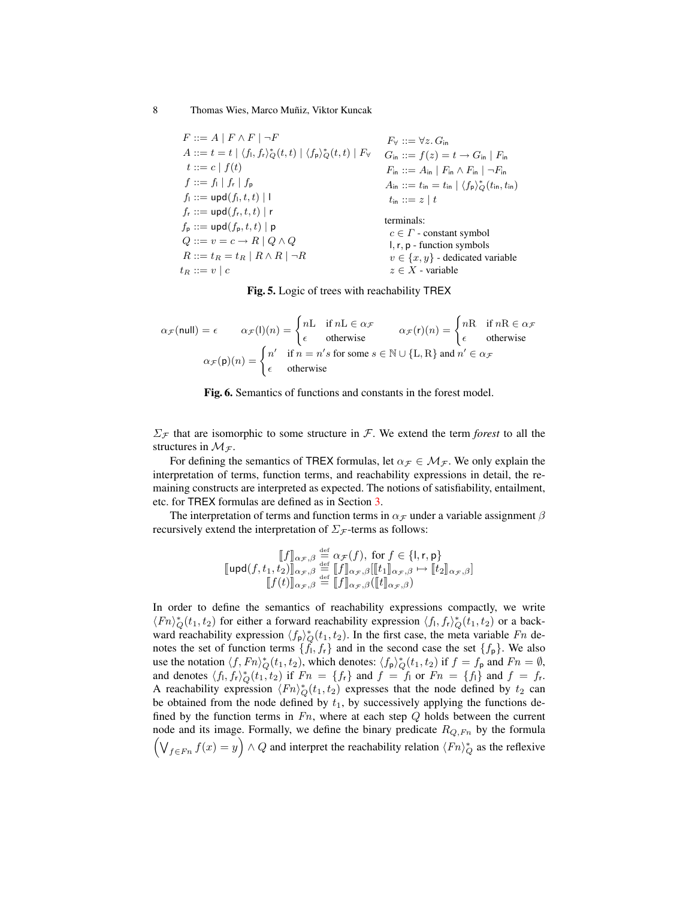$$
\begin{aligned}
F &::= A \mid F \wedge F \mid \neg F \\
A &::= t = t \mid \langle f_{\mathsf{l}}, f_{\mathsf{r}} \rangle_Q^*(t,t) \mid \langle f_{\mathsf{p}} \rangle_Q^*(t,t) \mid F_\forall \\
t &::= c \mid f(t) \\
f &::= f_{\mathsf{l}} \mid f_{\mathsf{r}} \mid f_{\mathsf{p}} \\
f_{\mathsf{l}} &::= \mathsf{upd}(f_{\mathsf{l}}, t, t) \mid \mathsf{l} \\
f_{\mathsf{r}} &::= \mathsf{upd}(f_{\mathsf{r}}, t, t) \mid \mathsf{r} \\
f_{\mathsf{p}} &::= \mathsf{upd}(f_{\mathsf{p}}, t, t) \mid \mathsf{p} \\
Q &::= v = c \rightarrow R \mid Q \wedge Q \\
R &::= t_R = t_R \mid R \wedge R \mid \neg R \\
t_R &::= v \mid c
\end{aligned}
\qquad
\begin{aligned}
F_\forall &::= \forall z.\, G_{\mathsf{in}} \\
G_{\mathsf{in}} &::= f(z) = t \rightarrow G_{\mathsf{in}} \mid F_{\mathsf{in}} \\
F_{\mathsf{in}} &::= A_{\mathsf{in}} \mid F_{\mathsf{in}} \wedge F_{\mathsf{in}} \mid \neg F_{\mathsf{in}} \\
A_{\mathsf{in}} &::= t_{\mathsf{in}} = t_{\mathsf{in}} \mid \langle f_{\mathsf{p}} \rangle_Q^*(t_{\mathsf{in}}, t_{\mathsf{in}}) \\
t_{\mathsf{in}} &::= z \mid t
\end{aligned}
$$

terminals:
- $c \in \Gamma$ - constant symbol
- $\mathsf{l}, \mathsf{r}, \mathsf{p}$ - function symbols
- $v \in \{x, y\}$ - dedicated variable
- $z \in X$ - variable

**Fig. 5.** Logic of trees with reachability TREX

$$
\alpha_{\mathcal{F}}(\mathsf{null}) = \epsilon \qquad \alpha_{\mathcal{F}}(\mathsf{l})(n) = \begin{cases} n\mathrm{L} & \text{if } n\mathrm{L} \in \alpha_{\mathcal{F}} \\ \epsilon & \text{otherwise} \end{cases} \qquad \alpha_{\mathcal{F}}(\mathsf{r})(n) = \begin{cases} n\mathrm{R} & \text{if } n\mathrm{R} \in \alpha_{\mathcal{F}} \\ \epsilon & \text{otherwise} \end{cases}
$$

$$
\alpha_{\mathcal{F}}(\mathsf{p})(n) = \begin{cases} n' & \text{if } n = n's \text{ for some } s \in \mathbb{N} \cup \{\mathrm{L}, \mathrm{R}\} \text{ and } n' \in \alpha_{\mathcal{F}} \\ \epsilon & \text{otherwise} \end{cases}
$$

**Fig. 6.** Semantics of functions and constants in the forest model.

$\Sigma_{\mathcal{F}}$ that are isomorphic to some structure in $\mathcal{F}$. We extend the term *forest* to all the structures in $\mathcal{M}_{\mathcal{F}}$.

For defining the semantics of TREX formulas, let $\alpha_{\mathcal{F}} \in \mathcal{M}_{\mathcal{F}}$. We only explain the interpretation of terms, function terms, and reachability expressions in detail, the remaining constructs are interpreted as expected. The notions of satisfiability, entailment, etc. for TREX formulas are defined as in Section 3.

The interpretation of terms and function terms in $\alpha_{\mathcal{F}}$ under a variable assignment $\beta$ recursively extend the interpretation of $\Sigma_{\mathcal{F}}$-terms as follows:

$$
\begin{aligned}
[\![f]\!]_{\alpha_{\mathcal{F}},\beta} &\stackrel{\text{def}}{=} \alpha_{\mathcal{F}}(f), \text{ for } f \in \{\mathsf{l}, \mathsf{r}, \mathsf{p}\} \\
[\![\mathsf{upd}(f, t_1, t_2)]\!]_{\alpha_{\mathcal{F}},\beta} &\stackrel{\text{def}}{=} [\![f]\!]_{\alpha_{\mathcal{F}},\beta}[[\![t_1]\!]_{\alpha_{\mathcal{F}},\beta} \mapsto [\![t_2]\!]_{\alpha_{\mathcal{F}},\beta}] \\
[\![f(t)]\!]_{\alpha_{\mathcal{F}},\beta} &\stackrel{\text{def}}{=} [\![f]\!]_{\alpha_{\mathcal{F}},\beta}([\![t]\!]_{\alpha_{\mathcal{F}},\beta})
\end{aligned}
$$

In order to define the semantics of reachability expressions compactly, we write $\langle Fn \rangle_Q^*(t_1, t_2)$ for either a forward reachability expression $\langle f_{\mathsf{l}}, f_{\mathsf{r}} \rangle_Q^*(t_1, t_2)$ or a backward reachability expression $\langle f_{\mathsf{p}} \rangle_Q^*(t_1, t_2)$. In the first case, the meta variable $Fn$ denotes the set of function terms $\{f_{\mathsf{l}}, f_{\mathsf{r}}\}$ and in the second case the set $\{f_{\mathsf{p}}\}$. We also use the notation $\langle f, Fn \rangle_Q^*(t_1, t_2)$, which denotes: $\langle f_{\mathsf{p}} \rangle_Q^*(t_1, t_2)$ if $f = f_{\mathsf{p}}$ and $Fn = \emptyset$, and denotes $\langle f_{\mathsf{l}}, f_{\mathsf{r}} \rangle_Q^*(t_1, t_2)$ if $Fn = \{f_{\mathsf{r}}\}$ and $f = f_{\mathsf{l}}$ or $Fn = \{f_{\mathsf{l}}\}$ and $f = f_{\mathsf{r}}$. A reachability expression $\langle Fn \rangle_Q^*(t_1, t_2)$ expresses that the node defined by $t_2$ can be obtained from the node defined by $t_1$, by successively applying the functions defined by the function terms in $Fn$, where at each step $Q$ holds between the current node and its image. Formally, we define the binary predicate $R_{Q,Fn}$ by the formula $\left(\bigvee_{f \in Fn} f(x) = y\right) \wedge Q$ and interpret the reachability relation $\langle Fn \rangle_Q^*$ as the reflexive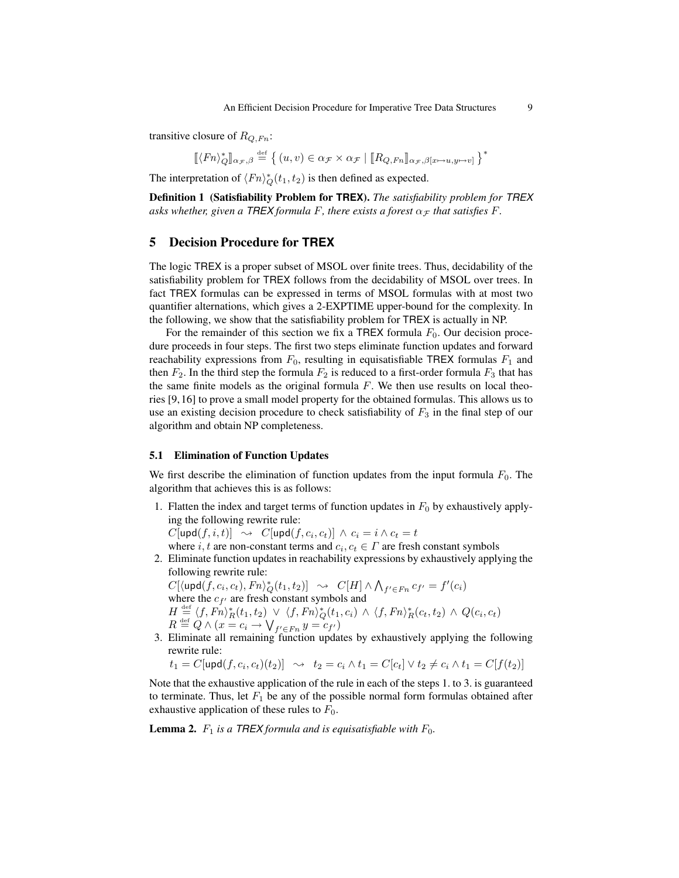transitive closure of $R_{Q,Fn}$:

$$[\![\langle Fn\rangle_Q^*]\!]_{\alpha_\mathcal{F},\beta} \stackrel{\text{def}}{=} \left\{ (u,v) \in \alpha_\mathcal{F} \times \alpha_\mathcal{F} \mid [\![R_{Q,Fn}]\!]_{\alpha_\mathcal{F},\beta[x\mapsto u, y\mapsto v]} \right\}^*$$

The interpretation of $\langle Fn\rangle_Q^*(t_1,t_2)$ is then defined as expected.

**Definition 1 (Satisfiability Problem for TREX).** *The satisfiability problem for TREX asks whether, given a TREX formula $F$, there exists a forest $\alpha_\mathcal{F}$ that satisfies $F$.*

## 5 Decision Procedure for TREX

The logic TREX is a proper subset of MSOL over finite trees. Thus, decidability of the satisfiability problem for TREX follows from the decidability of MSOL over trees. In fact TREX formulas can be expressed in terms of MSOL formulas with at most two quantifier alternations, which gives a 2-EXPTIME upper-bound for the complexity. In the following, we show that the satisfiability problem for TREX is actually in NP.

For the remainder of this section we fix a TREX formula $F_0$. Our decision procedure proceeds in four steps. The first two steps eliminate function updates and forward reachability expressions from $F_0$, resulting in equisatisfiable TREX formulas $F_1$ and then $F_2$. In the third step the formula $F_2$ is reduced to a first-order formula $F_3$ that has the same finite models as the original formula $F$. We then use results on local theories [9, 16] to prove a small model property for the obtained formulas. This allows us to use an existing decision procedure to check satisfiability of $F_3$ in the final step of our algorithm and obtain NP completeness.

### 5.1 Elimination of Function Updates

We first describe the elimination of function updates from the input formula $F_0$. The algorithm that achieves this is as follows:

1. Flatten the index and target terms of function updates in $F_0$ by exhaustively applying the following rewrite rule:
   $C[\mathsf{upd}(f,i,t)] \rightsquigarrow C[\mathsf{upd}(f,c_i,c_t)] \wedge c_i = i \wedge c_t = t$
   where $i,t$ are non-constant terms and $c_i, c_t \in \Gamma$ are fresh constant symbols
2. Eliminate function updates in reachability expressions by exhaustively applying the following rewrite rule:
   $C[\langle \mathsf{upd}(f,c_i,c_t), Fn\rangle_Q^*(t_1,t_2)] \rightsquigarrow C[H] \wedge \bigwedge_{f' \in Fn} c_{f'} = f'(c_i)$
   where the $c_{f'}$ are fresh constant symbols and
   $H \stackrel{\text{def}}{=} \langle f, Fn\rangle_R^*(t_1,t_2) \vee \langle f, Fn\rangle_Q^*(t_1,c_i) \wedge \langle f, Fn\rangle_R^*(c_t,t_2) \wedge Q(c_i,c_t)$
   $R \stackrel{\text{def}}{=} Q \wedge (x = c_i \rightarrow \bigvee_{f' \in Fn} y = c_{f'})$
3. Eliminate all remaining function updates by exhaustively applying the following rewrite rule:
   $t_1 = C[\mathsf{upd}(f,c_i,c_t)(t_2)] \rightsquigarrow t_2 = c_i \wedge t_1 = C[c_t] \vee t_2 \neq c_i \wedge t_1 = C[f(t_2)]$

Note that the exhaustive application of the rule in each of the steps 1. to 3. is guaranteed to terminate. Thus, let $F_1$ be any of the possible normal form formulas obtained after exhaustive application of these rules to $F_0$.

**Lemma 2.** *$F_1$ is a TREX formula and is equisatisfiable with $F_0$.*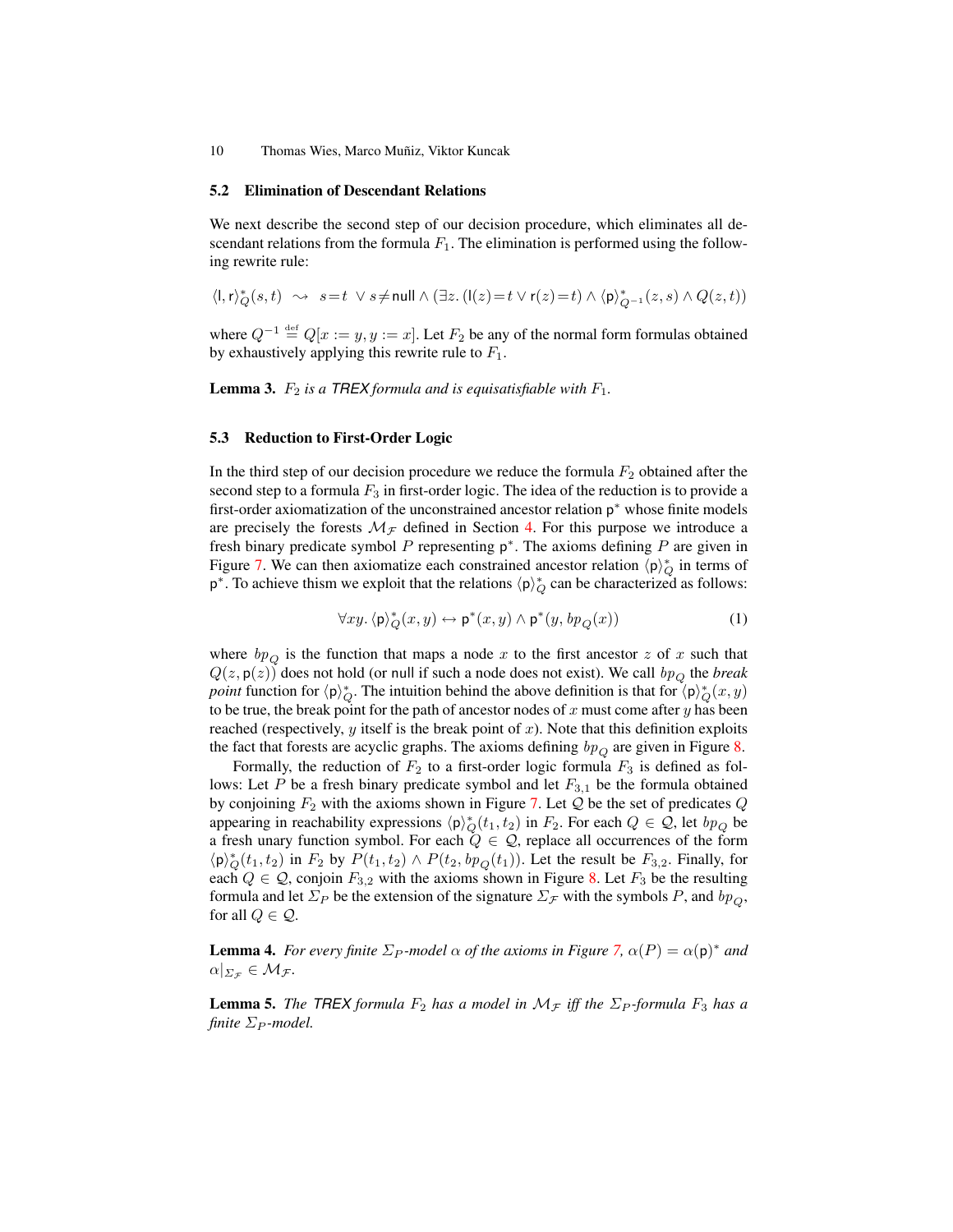### 5.2 Elimination of Descendant Relations

We next describe the second step of our decision procedure, which eliminates all descendant relations from the formula $F_1$. The elimination is performed using the following rewrite rule:

$$\langle \mathsf{l}, \mathsf{r} \rangle^*_Q(s,t) \;\rightsquigarrow\; s = t \;\vee\; s \neq \mathsf{null} \wedge (\exists z.\, (\mathsf{l}(z) = t \vee \mathsf{r}(z) = t) \wedge \langle \mathsf{p} \rangle^*_{Q^{-1}}(z,s) \wedge Q(z,t))$$

where $Q^{-1} \stackrel{\text{def}}{=} Q[x := y, y := x]$. Let $F_2$ be any of the normal form formulas obtained by exhaustively applying this rewrite rule to $F_1$.

**Lemma 3.** *$F_2$ is a TREX formula and is equisatisfiable with $F_1$.*

### 5.3 Reduction to First-Order Logic

In the third step of our decision procedure we reduce the formula $F_2$ obtained after the second step to a formula $F_3$ in first-order logic. The idea of the reduction is to provide a first-order axiomatization of the unconstrained ancestor relation $\mathsf{p}^*$ whose finite models are precisely the forests $\mathcal{M}_{\mathcal{F}}$ defined in Section 4. For this purpose we introduce a fresh binary predicate symbol $P$ representing $\mathsf{p}^*$. The axioms defining $P$ are given in Figure 7. We can then axiomatize each constrained ancestor relation $\langle \mathsf{p} \rangle^*_Q$ in terms of $\mathsf{p}^*$. To achieve thism we exploit that the relations $\langle \mathsf{p} \rangle^*_Q$ can be characterized as follows:

$$\forall xy.\, \langle \mathsf{p} \rangle^*_Q(x,y) \leftrightarrow \mathsf{p}^*(x,y) \wedge \mathsf{p}^*(y, bp_Q(x)) \qquad (1)$$

where $bp_Q$ is the function that maps a node $x$ to the first ancestor $z$ of $x$ such that $Q(z, \mathsf{p}(z))$ does not hold (or $\mathsf{null}$ if such a node does not exist). We call $bp_Q$ the *break point* function for $\langle \mathsf{p} \rangle^*_Q$. The intuition behind the above definition is that for $\langle \mathsf{p} \rangle^*_Q(x,y)$ to be true, the break point for the path of ancestor nodes of $x$ must come after $y$ has been reached (respectively, $y$ itself is the break point of $x$). Note that this definition exploits the fact that forests are acyclic graphs. The axioms defining $bp_Q$ are given in Figure 8.

Formally, the reduction of $F_2$ to a first-order logic formula $F_3$ is defined as follows: Let $P$ be a fresh binary predicate symbol and let $F_{3,1}$ be the formula obtained by conjoining $F_2$ with the axioms shown in Figure 7. Let $\mathcal{Q}$ be the set of predicates $Q$ appearing in reachability expressions $\langle \mathsf{p} \rangle^*_Q(t_1, t_2)$ in $F_2$. For each $Q \in \mathcal{Q}$, let $bp_Q$ be a fresh unary function symbol. For each $Q \in \mathcal{Q}$, replace all occurrences of the form $\langle \mathsf{p} \rangle^*_Q(t_1, t_2)$ in $F_2$ by $P(t_1, t_2) \wedge P(t_2, bp_Q(t_1))$. Let the result be $F_{3,2}$. Finally, for each $Q \in \mathcal{Q}$, conjoin $F_{3,2}$ with the axioms shown in Figure 8. Let $F_3$ be the resulting formula and let $\Sigma_P$ be the extension of the signature $\Sigma_{\mathcal{F}}$ with the symbols $P$, and $bp_Q$, for all $Q \in \mathcal{Q}$.

**Lemma 4.** *For every finite $\Sigma_P$-model $\alpha$ of the axioms in Figure 7, $\alpha(P) = \alpha(\mathsf{p})^*$ and $\alpha|_{\Sigma_{\mathcal{F}}} \in \mathcal{M}_{\mathcal{F}}$.*

**Lemma 5.** *The TREX formula $F_2$ has a model in $\mathcal{M}_{\mathcal{F}}$ iff the $\Sigma_P$-formula $F_3$ has a finite $\Sigma_P$-model.*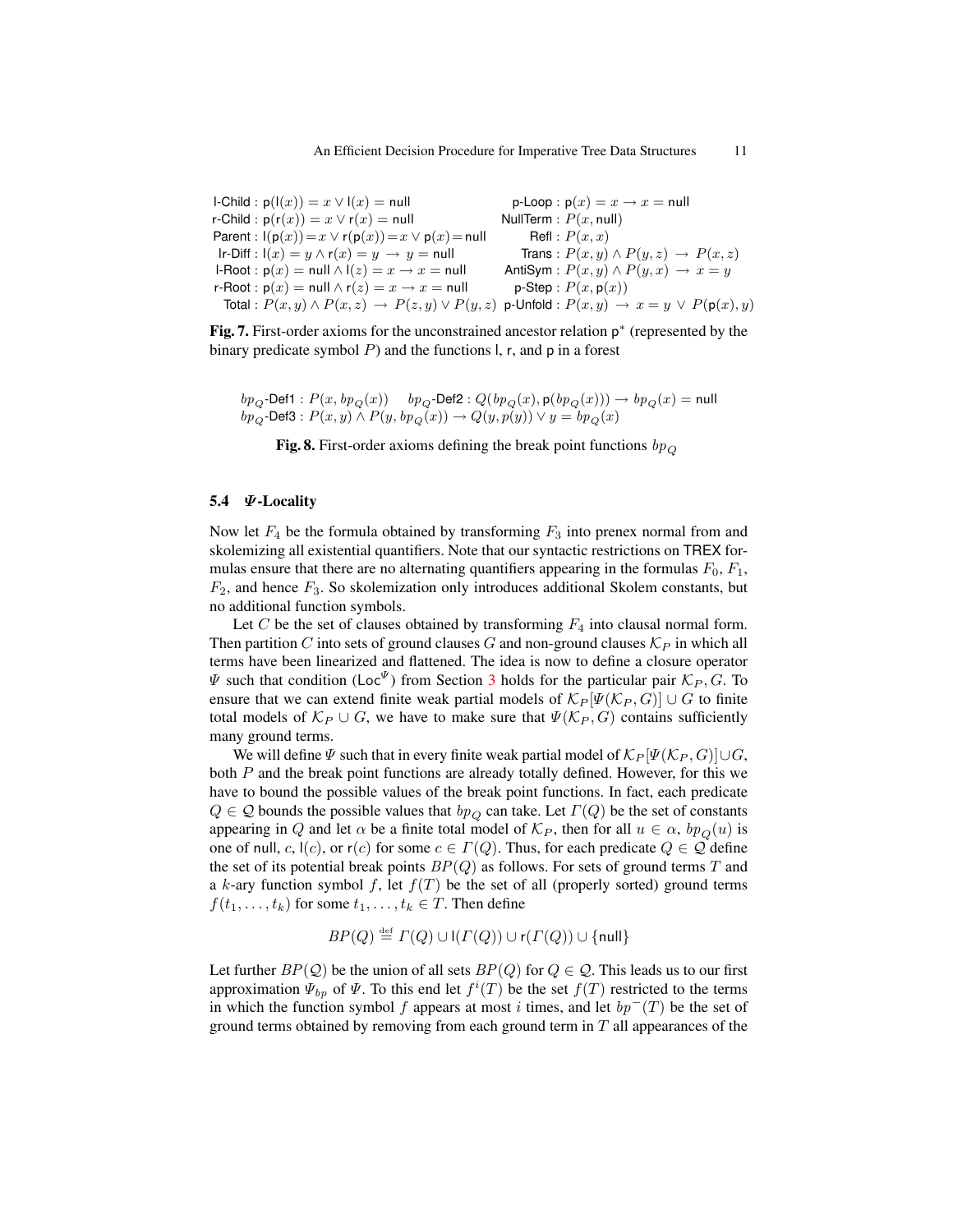| | |
|---|---|
| l-Child : $\mathsf{p}(\mathsf{l}(x)) = x \vee \mathsf{l}(x) = \mathsf{null}$ | p-Loop : $\mathsf{p}(x) = x \rightarrow x = \mathsf{null}$ |
| r-Child : $\mathsf{p}(\mathsf{r}(x)) = x \vee \mathsf{r}(x) = \mathsf{null}$ | NullTerm : $P(x, \mathsf{null})$ |
| Parent : $\mathsf{l}(\mathsf{p}(x)) = x \vee \mathsf{r}(\mathsf{p}(x)) = x \vee \mathsf{p}(x) = \mathsf{null}$ | Refl : $P(x, x)$ |
| lr-Diff : $\mathsf{l}(x) = y \wedge \mathsf{r}(x) = y \rightarrow y = \mathsf{null}$ | Trans : $P(x, y) \wedge P(y, z) \rightarrow P(x, z)$ |
| l-Root : $\mathsf{p}(x) = \mathsf{null} \wedge \mathsf{l}(z) = x \rightarrow x = \mathsf{null}$ | AntiSym : $P(x, y) \wedge P(y, x) \rightarrow x = y$ |
| r-Root : $\mathsf{p}(x) = \mathsf{null} \wedge \mathsf{r}(z) = x \rightarrow x = \mathsf{null}$ | p-Step : $P(x, \mathsf{p}(x))$ |
| Total : $P(x, y) \wedge P(x, z) \rightarrow P(z, y) \vee P(y, z)$ | p-Unfold : $P(x, y) \rightarrow x = y \vee P(\mathsf{p}(x), y)$ |

**Fig. 7.** First-order axioms for the unconstrained ancestor relation $\mathsf{p}^*$ (represented by the binary predicate symbol $P$) and the functions $\mathsf{l}$, $\mathsf{r}$, and $\mathsf{p}$ in a forest

$bp_Q$-Def1 : $P(x, bp_Q(x))$  $bp_Q$-Def2 : $Q(bp_Q(x), \mathsf{p}(bp_Q(x))) \rightarrow bp_Q(x) = \mathsf{null}$
$bp_Q$-Def3 : $P(x, y) \wedge P(y, bp_Q(x)) \rightarrow Q(y, p(y)) \vee y = bp_Q(x)$

**Fig. 8.** First-order axioms defining the break point functions $bp_Q$

### 5.4 $\Psi$-Locality

Now let $F_4$ be the formula obtained by transforming $F_3$ into prenex normal from and skolemizing all existential quantifiers. Note that our syntactic restrictions on TREX formulas ensure that there are no alternating quantifiers appearing in the formulas $F_0$, $F_1$, $F_2$, and hence $F_3$. So skolemization only introduces additional Skolem constants, but no additional function symbols.

Let $C$ be the set of clauses obtained by transforming $F_4$ into clausal normal form. Then partition $C$ into sets of ground clauses $G$ and non-ground clauses $\mathcal{K}_P$ in which all terms have been linearized and flattened. The idea is now to define a closure operator $\Psi$ such that condition ($\mathsf{Loc}^{\Psi}$) from Section 3 holds for the particular pair $\mathcal{K}_P, G$. To ensure that we can extend finite weak partial models of $\mathcal{K}_P[\Psi(\mathcal{K}_P, G)] \cup G$ to finite total models of $\mathcal{K}_P \cup G$, we have to make sure that $\Psi(\mathcal{K}_P, G)$ contains sufficiently many ground terms.

We will define $\Psi$ such that in every finite weak partial model of $\mathcal{K}_P[\Psi(\mathcal{K}_P, G)] \cup G$, both $P$ and the break point functions are already totally defined. However, for this we have to bound the possible values of the break point functions. In fact, each predicate $Q \in \mathcal{Q}$ bounds the possible values that $bp_Q$ can take. Let $\Gamma(Q)$ be the set of constants appearing in $Q$ and let $\alpha$ be a finite total model of $\mathcal{K}_P$, then for all $u \in \alpha$, $bp_Q(u)$ is one of $\mathsf{null}$, $c$, $\mathsf{l}(c)$, or $\mathsf{r}(c)$ for some $c \in \Gamma(Q)$. Thus, for each predicate $Q \in \mathcal{Q}$ define the set of its potential break points $BP(Q)$ as follows. For sets of ground terms $T$ and a $k$-ary function symbol $f$, let $f(T)$ be the set of all (properly sorted) ground terms $f(t_1, \ldots, t_k)$ for some $t_1, \ldots, t_k \in T$. Then define

$$BP(Q) \stackrel{\text{def}}{=} \Gamma(Q) \cup \mathsf{l}(\Gamma(Q)) \cup \mathsf{r}(\Gamma(Q)) \cup \{\mathsf{null}\}$$

Let further $BP(\mathcal{Q})$ be the union of all sets $BP(Q)$ for $Q \in \mathcal{Q}$. This leads us to our first approximation $\Psi_{bp}$ of $\Psi$. To this end let $f^i(T)$ be the set $f(T)$ restricted to the terms in which the function symbol $f$ appears at most $i$ times, and let $bp^-(T)$ be the set of ground terms obtained by removing from each ground term in $T$ all appearances of the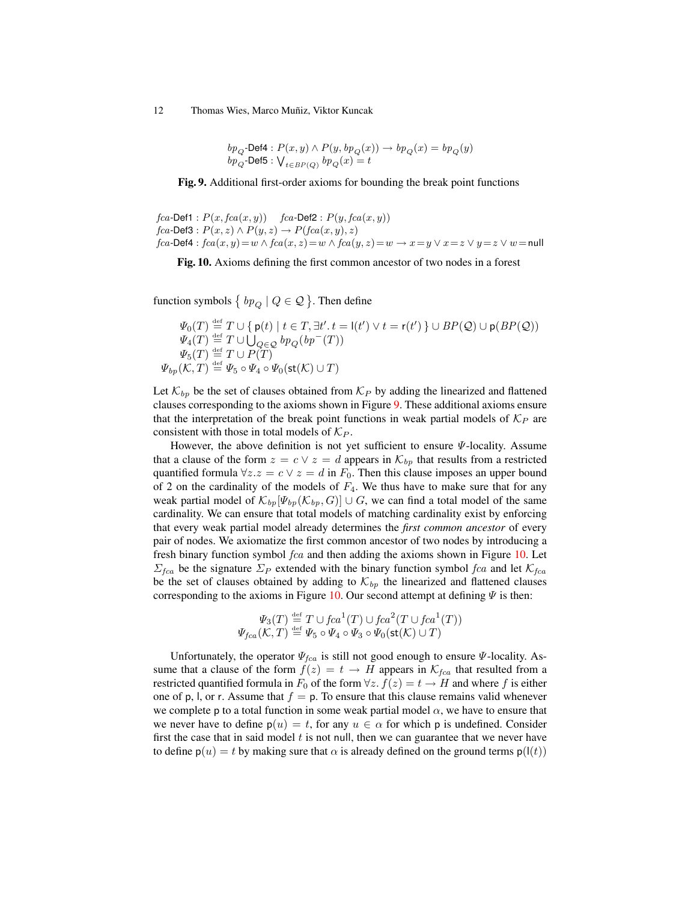$$bp_Q\text{-}\mathsf{Def4} : P(x,y) \wedge P(y, bp_Q(x)) \rightarrow bp_Q(x) = bp_Q(y)$$
$$bp_Q\text{-}\mathsf{Def5} : \bigvee_{t \in BP(Q)} bp_Q(x) = t$$

**Fig. 9.** Additional first-order axioms for bounding the break point functions

$$fca\text{-}\mathsf{Def1} : P(x, fca(x,y)) \quad fca\text{-}\mathsf{Def2} : P(y, fca(x,y))$$
$$fca\text{-}\mathsf{Def3} : P(x,z) \wedge P(y,z) \rightarrow P(fca(x,y), z)$$
$$fca\text{-}\mathsf{Def4} : fca(x,y) = w \wedge fca(x,z) = w \wedge fca(y,z) = w \rightarrow x = y \vee x = z \vee y = z \vee w = \mathsf{null}$$

**Fig. 10.** Axioms defining the first common ancestor of two nodes in a forest

function symbols $\{ bp_Q \mid Q \in \mathcal{Q} \}$. Then define

$$\begin{aligned}
\Psi_0(T) &\stackrel{\text{def}}{=} T \cup \{ \mathsf{p}(t) \mid t \in T, \exists t'.\, t = \mathsf{l}(t') \vee t = \mathsf{r}(t') \} \cup BP(\mathcal{Q}) \cup \mathsf{p}(BP(\mathcal{Q})) \\
\Psi_4(T) &\stackrel{\text{def}}{=} T \cup \textstyle\bigcup_{Q \in \mathcal{Q}} bp_Q(bp^-(T)) \\
\Psi_5(T) &\stackrel{\text{def}}{=} T \cup P(T) \\
\Psi_{bp}(\mathcal{K}, T) &\stackrel{\text{def}}{=} \Psi_5 \circ \Psi_4 \circ \Psi_0(\mathsf{st}(\mathcal{K}) \cup T)
\end{aligned}$$

Let $\mathcal{K}_{bp}$ be the set of clauses obtained from $\mathcal{K}_P$ by adding the linearized and flattened clauses corresponding to the axioms shown in Figure 9. These additional axioms ensure that the interpretation of the break point functions in weak partial models of $\mathcal{K}_P$ are consistent with those in total models of $\mathcal{K}_P$.

However, the above definition is not yet sufficient to ensure $\Psi$-locality. Assume that a clause of the form $z = c \vee z = d$ appears in $\mathcal{K}_{bp}$ that results from a restricted quantified formula $\forall z. z = c \vee z = d$ in $F_0$. Then this clause imposes an upper bound of 2 on the cardinality of the models of $F_4$. We thus have to make sure that for any weak partial model of $\mathcal{K}_{bp}[\Psi_{bp}(\mathcal{K}_{bp}, G)] \cup G$, we can find a total model of the same cardinality. We can ensure that total models of matching cardinality exist by enforcing that every weak partial model already determines the *first common ancestor* of every pair of nodes. We axiomatize the first common ancestor of two nodes by introducing a fresh binary function symbol $fca$ and then adding the axioms shown in Figure 10. Let $\Sigma_{fca}$ be the signature $\Sigma_P$ extended with the binary function symbol $fca$ and let $\mathcal{K}_{fca}$ be the set of clauses obtained by adding to $\mathcal{K}_{bp}$ the linearized and flattened clauses corresponding to the axioms in Figure 10. Our second attempt at defining $\Psi$ is then:

$$\begin{aligned}
\Psi_3(T) &\stackrel{\text{def}}{=} T \cup fca^1(T) \cup fca^2(T \cup fca^1(T)) \\
\Psi_{fca}(\mathcal{K}, T) &\stackrel{\text{def}}{=} \Psi_5 \circ \Psi_4 \circ \Psi_3 \circ \Psi_0(\mathsf{st}(\mathcal{K}) \cup T)
\end{aligned}$$

Unfortunately, the operator $\Psi_{fca}$ is still not good enough to ensure $\Psi$-locality. Assume that a clause of the form $f(z) = t \rightarrow H$ appears in $\mathcal{K}_{fca}$ that resulted from a restricted quantified formula in $F_0$ of the form $\forall z.\, f(z) = t \rightarrow H$ and where $f$ is either one of $\mathsf{p}$, $\mathsf{l}$, or $\mathsf{r}$. Assume that $f = \mathsf{p}$. To ensure that this clause remains valid whenever we complete $\mathsf{p}$ to a total function in some weak partial model $\alpha$, we have to ensure that we never have to define $\mathsf{p}(u) = t$, for any $u \in \alpha$ for which $\mathsf{p}$ is undefined. Consider first the case that in said model $t$ is not $\mathsf{null}$, then we can guarantee that we never have to define $\mathsf{p}(u) = t$ by making sure that $\alpha$ is already defined on the ground terms $\mathsf{p}(\mathsf{l}(t))$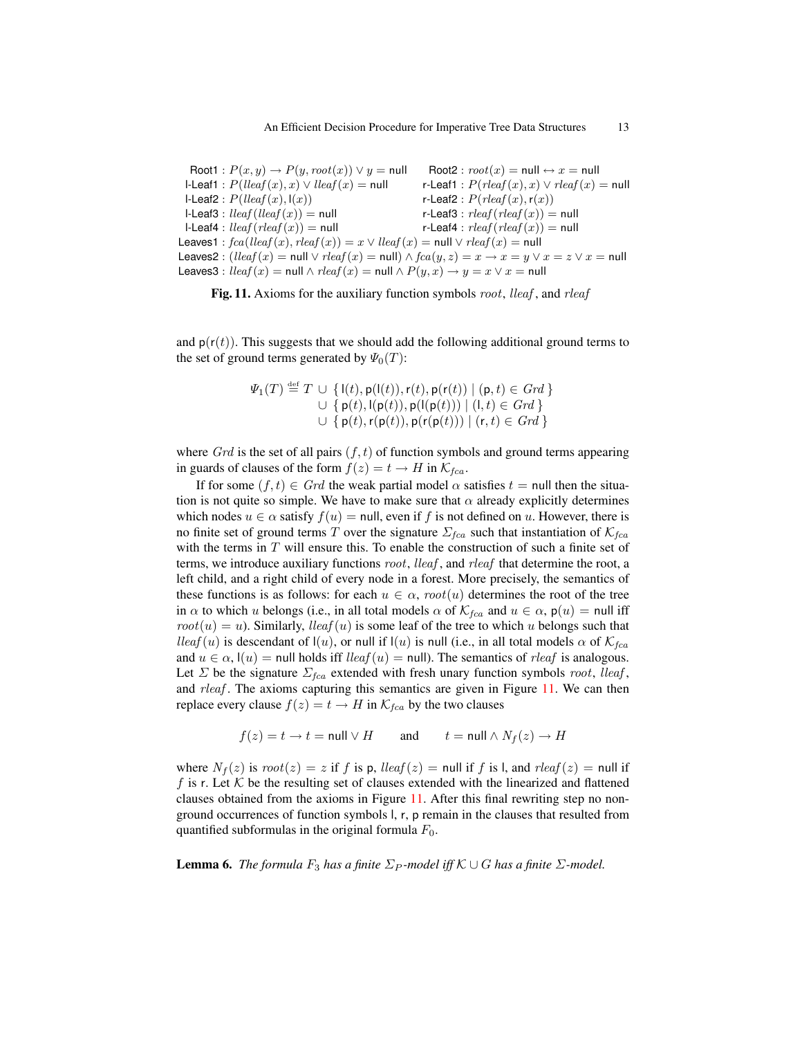$$
\begin{array}{ll}
\mathsf{Root1} : P(x,y) \rightarrow P(y, root(x)) \vee y = \mathsf{null} & \mathsf{Root2} : root(x) = \mathsf{null} \leftrightarrow x = \mathsf{null} \\
\mathsf{l\text{-}Leaf1} : P(lleaf(x), x) \vee lleaf(x) = \mathsf{null} & \mathsf{r\text{-}Leaf1} : P(rleaf(x), x) \vee rleaf(x) = \mathsf{null} \\
\mathsf{l\text{-}Leaf2} : P(lleaf(x), \mathsf{l}(x)) & \mathsf{r\text{-}Leaf2} : P(rleaf(x), \mathsf{r}(x)) \\
\mathsf{l\text{-}Leaf3} : lleaf(lleaf(x)) = \mathsf{null} & \mathsf{r\text{-}Leaf3} : rleaf(rleaf(x)) = \mathsf{null} \\
\mathsf{l\text{-}Leaf4} : lleaf(rleaf(x)) = \mathsf{null} & \mathsf{r\text{-}Leaf4} : rleaf(rleaf(x)) = \mathsf{null}
\end{array}
$$

$$
\begin{array}{l}
\mathsf{Leaves1} : fca(lleaf(x), rleaf(x)) = x \vee lleaf(x) = \mathsf{null} \vee rleaf(x) = \mathsf{null} \\
\mathsf{Leaves2} : (lleaf(x) = \mathsf{null} \vee rleaf(x) = \mathsf{null}) \wedge fca(y,z) = x \rightarrow x = y \vee x = z \vee x = \mathsf{null} \\
\mathsf{Leaves3} : lleaf(x) = \mathsf{null} \wedge rleaf(x) = \mathsf{null} \wedge P(y,x) \rightarrow y = x \vee x = \mathsf{null}
\end{array}
$$

**Fig. 11.** Axioms for the auxiliary function symbols $root$, $lleaf$, and $rleaf$

and $\mathsf{p}(\mathsf{r}(t))$. This suggests that we should add the following additional ground terms to the set of ground terms generated by $\Psi_0(T)$:

$$
\begin{array}{rl}
\Psi_1(T) \stackrel{\text{def}}{=} T & \cup \; \{\, \mathsf{l}(t), \mathsf{p}(\mathsf{l}(t)), \mathsf{r}(t), \mathsf{p}(\mathsf{r}(t)) \mid (\mathsf{p}, t) \in \mathit{Grd} \,\} \\
& \cup \; \{\, \mathsf{p}(t), \mathsf{l}(\mathsf{p}(t)), \mathsf{p}(\mathsf{l}(\mathsf{p}(t))) \mid (\mathsf{l}, t) \in \mathit{Grd} \,\} \\
& \cup \; \{\, \mathsf{p}(t), \mathsf{r}(\mathsf{p}(t)), \mathsf{p}(\mathsf{r}(\mathsf{p}(t))) \mid (\mathsf{r}, t) \in \mathit{Grd} \,\}
\end{array}
$$

where $\mathit{Grd}$ is the set of all pairs $(f,t)$ of function symbols and ground terms appearing in guards of clauses of the form $f(z) = t \rightarrow H$ in $\mathcal{K}_{fca}$.

If for some $(f,t) \in \mathit{Grd}$ the weak partial model $\alpha$ satisfies $t = \mathsf{null}$ then the situation is not quite so simple. We have to make sure that $\alpha$ already explicitly determines which nodes $u \in \alpha$ satisfy $f(u) = \mathsf{null}$, even if $f$ is not defined on $u$. However, there is no finite set of ground terms $T$ over the signature $\Sigma_{fca}$ such that instantiation of $\mathcal{K}_{fca}$ with the terms in $T$ will ensure this. To enable the construction of such a finite set of terms, we introduce auxiliary functions $root$, $lleaf$, and $rleaf$ that determine the root, a left child, and a right child of every node in a forest. More precisely, the semantics of these functions is as follows: for each $u \in \alpha$, $root(u)$ determines the root of the tree in $\alpha$ to which $u$ belongs (i.e., in all total models $\alpha$ of $\mathcal{K}_{fca}$ and $u \in \alpha$, $\mathsf{p}(u) = \mathsf{null}$ iff $root(u) = u$). Similarly, $lleaf(u)$ is some leaf of the tree to which $u$ belongs such that $lleaf(u)$ is descendant of $\mathsf{l}(u)$, or null if $\mathsf{l}(u)$ is null (i.e., in all total models $\alpha$ of $\mathcal{K}_{fca}$ and $u \in \alpha$, $\mathsf{l}(u) = \mathsf{null}$ holds iff $lleaf(u) = \mathsf{null}$). The semantics of $rleaf$ is analogous. Let $\Sigma$ be the signature $\Sigma_{fca}$ extended with fresh unary function symbols $root$, $lleaf$, and $rleaf$. The axioms capturing this semantics are given in Figure 11. We can then replace every clause $f(z) = t \rightarrow H$ in $\mathcal{K}_{fca}$ by the two clauses

$$
f(z) = t \rightarrow t = \mathsf{null} \vee H \qquad \text{and} \qquad t = \mathsf{null} \wedge N_f(z) \rightarrow H
$$

where $N_f(z)$ is $root(z) = z$ if $f$ is $\mathsf{p}$, $lleaf(z) = \mathsf{null}$ if $f$ is $\mathsf{l}$, and $rleaf(z) = \mathsf{null}$ if $f$ is $\mathsf{r}$. Let $\mathcal{K}$ be the resulting set of clauses extended with the linearized and flattened clauses obtained from the axioms in Figure 11. After this final rewriting step no non-ground occurrences of function symbols $\mathsf{l}$, $\mathsf{r}$, $\mathsf{p}$ remain in the clauses that resulted from quantified subformulas in the original formula $F_0$.

**Lemma 6.** *The formula $F_3$ has a finite $\Sigma_P$-model iff $\mathcal{K} \cup G$ has a finite $\Sigma$-model.*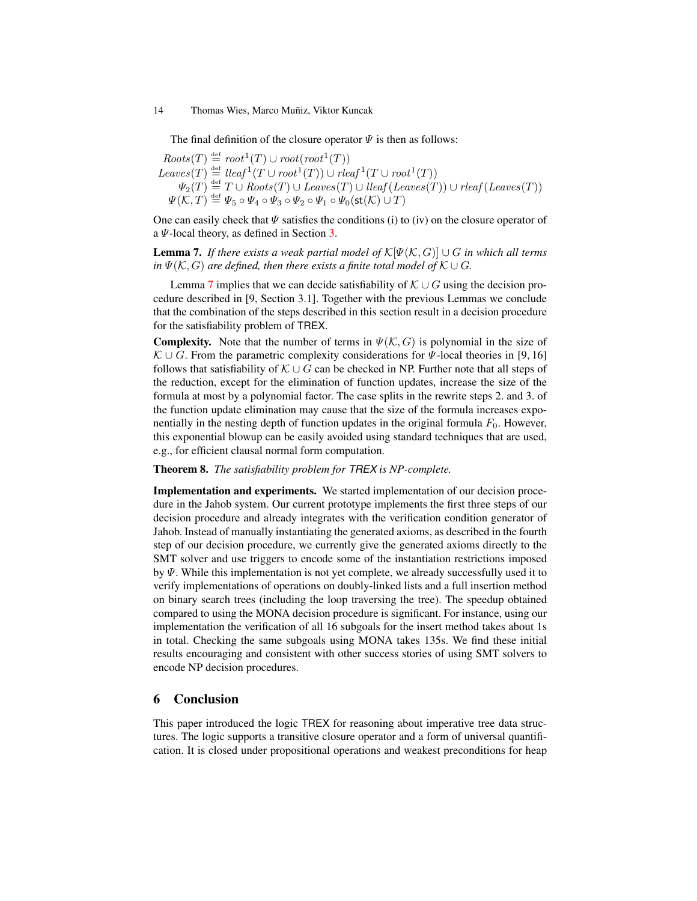The final definition of the closure operator $\Psi$ is then as follows:

$$
\begin{aligned}
Roots(T) &\stackrel{\text{def}}{=} root^1(T) \cup root(root^1(T)) \\
Leaves(T) &\stackrel{\text{def}}{=} lleaf^1(T \cup root^1(T)) \cup rleaf^1(T \cup root^1(T)) \\
\Psi_2(T) &\stackrel{\text{def}}{=} T \cup Roots(T) \cup Leaves(T) \cup lleaf(Leaves(T)) \cup rleaf(Leaves(T)) \\
\Psi(\mathcal{K}, T) &\stackrel{\text{def}}{=} \Psi_5 \circ \Psi_4 \circ \Psi_3 \circ \Psi_2 \circ \Psi_1 \circ \Psi_0(\mathsf{st}(\mathcal{K}) \cup T)
\end{aligned}
$$

One can easily check that $\Psi$ satisfies the conditions (i) to (iv) on the closure operator of a $\Psi$-local theory, as defined in Section 3.

**Lemma 7.** *If there exists a weak partial model of $\mathcal{K}[\Psi(\mathcal{K}, G)] \cup G$ in which all terms in $\Psi(\mathcal{K}, G)$ are defined, then there exists a finite total model of $\mathcal{K} \cup G$.*

Lemma 7 implies that we can decide satisfiability of $\mathcal{K} \cup G$ using the decision procedure described in [9, Section 3.1]. Together with the previous Lemmas we conclude that the combination of the steps described in this section result in a decision procedure for the satisfiability problem of TREX.

**Complexity.** Note that the number of terms in $\Psi(\mathcal{K}, G)$ is polynomial in the size of $\mathcal{K} \cup G$. From the parametric complexity considerations for $\Psi$-local theories in [9, 16] follows that satisfiability of $\mathcal{K} \cup G$ can be checked in NP. Further note that all steps of the reduction, except for the elimination of function updates, increase the size of the formula at most by a polynomial factor. The case splits in the rewrite steps 2. and 3. of the function update elimination may cause that the size of the formula increases exponentially in the nesting depth of function updates in the original formula $F_0$. However, this exponential blowup can be easily avoided using standard techniques that are used, e.g., for efficient clausal normal form computation.

**Theorem 8.** *The satisfiability problem for TREX is NP-complete.*

**Implementation and experiments.** We started implementation of our decision procedure in the Jahob system. Our current prototype implements the first three steps of our decision procedure and already integrates with the verification condition generator of Jahob. Instead of manually instantiating the generated axioms, as described in the fourth step of our decision procedure, we currently give the generated axioms directly to the SMT solver and use triggers to encode some of the instantiation restrictions imposed by $\Psi$. While this implementation is not yet complete, we already successfully used it to verify implementations of operations on doubly-linked lists and a full insertion method on binary search trees (including the loop traversing the tree). The speedup obtained compared to using the MONA decision procedure is significant. For instance, using our implementation the verification of all 16 subgoals for the insert method takes about 1s in total. Checking the same subgoals using MONA takes 135s. We find these initial results encouraging and consistent with other success stories of using SMT solvers to encode NP decision procedures.

## 6 Conclusion

This paper introduced the logic TREX for reasoning about imperative tree data structures. The logic supports a transitive closure operator and a form of universal quantification. It is closed under propositional operations and weakest preconditions for heap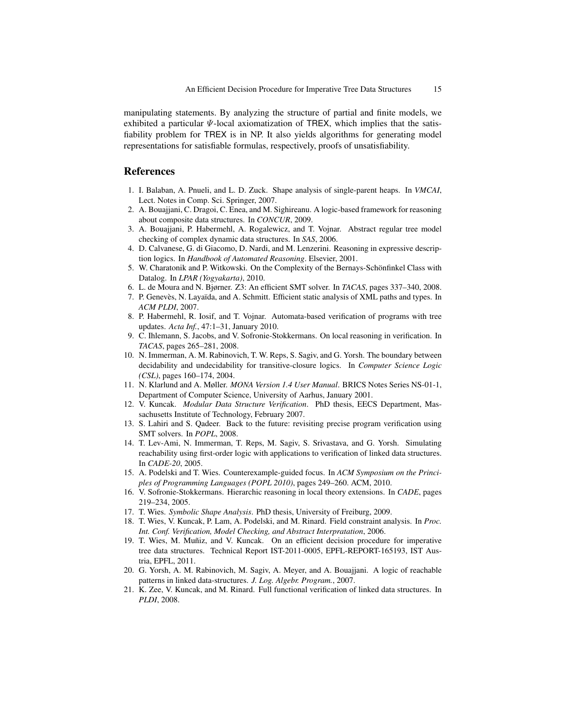manipulating statements. By analyzing the structure of partial and finite models, we exhibited a particular $\Psi$-local axiomatization of TREX, which implies that the satisfiability problem for TREX is in NP. It also yields algorithms for generating model representations for satisfiable formulas, respectively, proofs of unsatisfiability.

## References

1. I. Balaban, A. Pnueli, and L. D. Zuck. Shape analysis of single-parent heaps. In *VMCAI*, Lect. Notes in Comp. Sci. Springer, 2007.
2. A. Bouajjani, C. Dragoi, C. Enea, and M. Sighireanu. A logic-based framework for reasoning about composite data structures. In *CONCUR*, 2009.
3. A. Bouajjani, P. Habermehl, A. Rogalewicz, and T. Vojnar. Abstract regular tree model checking of complex dynamic data structures. In *SAS*, 2006.
4. D. Calvanese, G. di Giacomo, D. Nardi, and M. Lenzerini. Reasoning in expressive description logics. In *Handbook of Automated Reasoning*. Elsevier, 2001.
5. W. Charatonik and P. Witkowski. On the Complexity of the Bernays-Schönfinkel Class with Datalog. In *LPAR (Yogyakarta)*, 2010.
6. L. de Moura and N. Bjørner. Z3: An efficient SMT solver. In *TACAS*, pages 337–340, 2008.
7. P. Genevès, N. Layaïda, and A. Schmitt. Efficient static analysis of XML paths and types. In *ACM PLDI*, 2007.
8. P. Habermehl, R. Iosif, and T. Vojnar. Automata-based verification of programs with tree updates. *Acta Inf.*, 47:1–31, January 2010.
9. C. Ihlemann, S. Jacobs, and V. Sofronie-Stokkermans. On local reasoning in verification. In *TACAS*, pages 265–281, 2008.
10. N. Immerman, A. M. Rabinovich, T. W. Reps, S. Sagiv, and G. Yorsh. The boundary between decidability and undecidability for transitive-closure logics. In *Computer Science Logic (CSL)*, pages 160–174, 2004.
11. N. Klarlund and A. Møller. *MONA Version 1.4 User Manual*. BRICS Notes Series NS-01-1, Department of Computer Science, University of Aarhus, January 2001.
12. V. Kuncak. *Modular Data Structure Verification*. PhD thesis, EECS Department, Massachusetts Institute of Technology, February 2007.
13. S. Lahiri and S. Qadeer. Back to the future: revisiting precise program verification using SMT solvers. In *POPL*, 2008.
14. T. Lev-Ami, N. Immerman, T. Reps, M. Sagiv, S. Srivastava, and G. Yorsh. Simulating reachability using first-order logic with applications to verification of linked data structures. In *CADE-20*, 2005.
15. A. Podelski and T. Wies. Counterexample-guided focus. In *ACM Symposium on the Principles of Programming Languages (POPL 2010)*, pages 249–260. ACM, 2010.
16. V. Sofronie-Stokkermans. Hierarchic reasoning in local theory extensions. In *CADE*, pages 219–234, 2005.
17. T. Wies. *Symbolic Shape Analysis*. PhD thesis, University of Freiburg, 2009.
18. T. Wies, V. Kuncak, P. Lam, A. Podelski, and M. Rinard. Field constraint analysis. In *Proc. Int. Conf. Verification, Model Checking, and Abstract Interpratation*, 2006.
19. T. Wies, M. Muñiz, and V. Kuncak. On an efficient decision procedure for imperative tree data structures. Technical Report IST-2011-0005, EPFL-REPORT-165193, IST Austria, EPFL, 2011.
20. G. Yorsh, A. M. Rabinovich, M. Sagiv, A. Meyer, and A. Bouajjani. A logic of reachable patterns in linked data-structures. *J. Log. Algebr. Program.*, 2007.
21. K. Zee, V. Kuncak, and M. Rinard. Full functional verification of linked data structures. In *PLDI*, 2008.